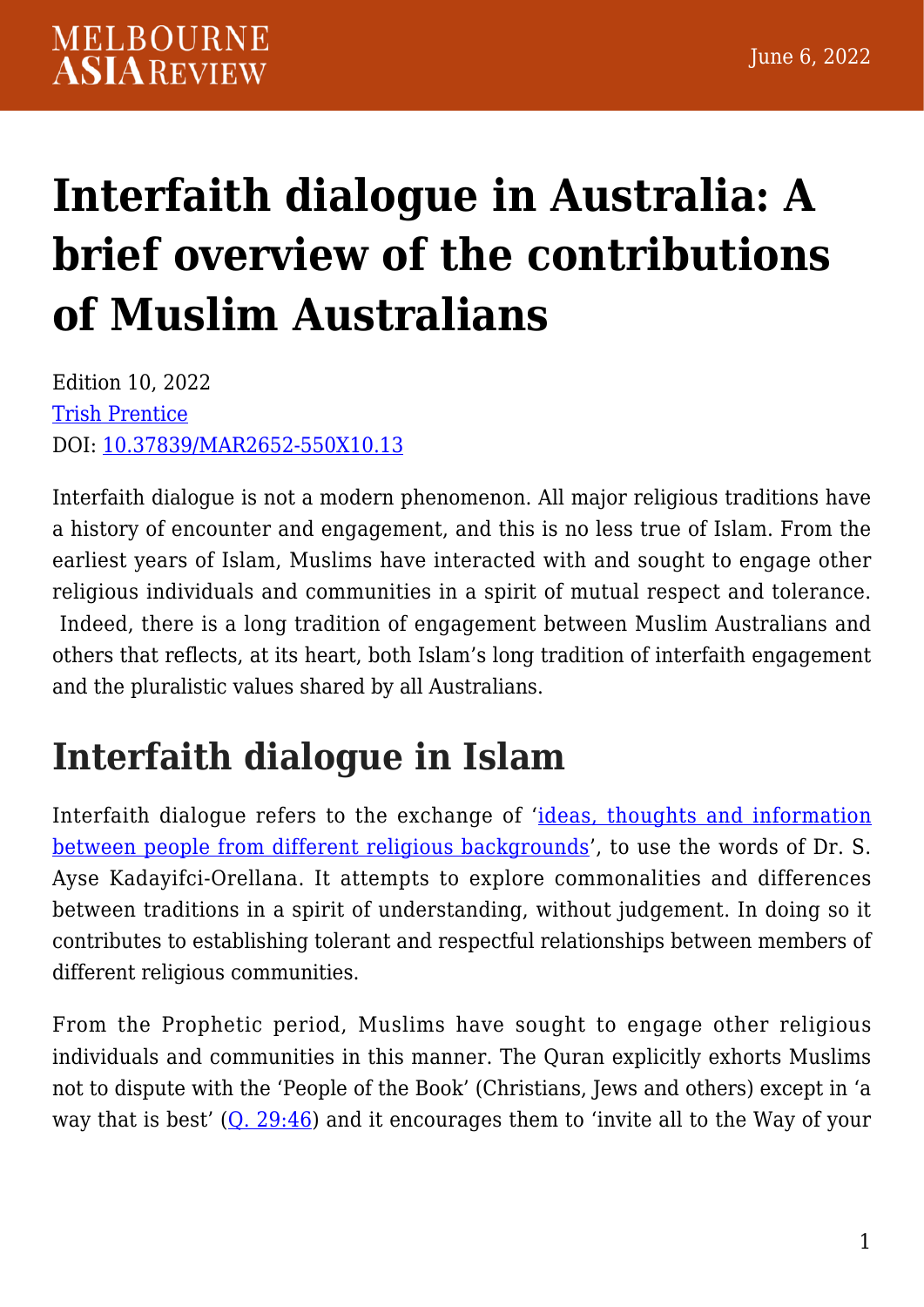# Interfaith dialogue in Australia: A brief overview of the contributions of Muslim Australians

Edition 10, 2022
Trish Prentice
DOI: 10.37839/MAR2652-550X10.13

Interfaith dialogue is not a modern phenomenon. All major religious traditions have a history of encounter and engagement, and this is no less true of Islam. From the earliest years of Islam, Muslims have interacted with and sought to engage other religious individuals and communities in a spirit of mutual respect and tolerance. Indeed, there is a long tradition of engagement between Muslim Australians and others that reflects, at its heart, both Islam's long tradition of interfaith engagement and the pluralistic values shared by all Australians.

## Interfaith dialogue in Islam

Interfaith dialogue refers to the exchange of 'ideas, thoughts and information between people from different religious backgrounds', to use the words of Dr. S. Ayse Kadayifci-Orellana. It attempts to explore commonalities and differences between traditions in a spirit of understanding, without judgement. In doing so it contributes to establishing tolerant and respectful relationships between members of different religious communities.

From the Prophetic period, Muslims have sought to engage other religious individuals and communities in this manner. The Quran explicitly exhorts Muslims not to dispute with the 'People of the Book' (Christians, Jews and others) except in 'a way that is best' (Q. 29:46) and it encourages them to 'invite all to the Way of your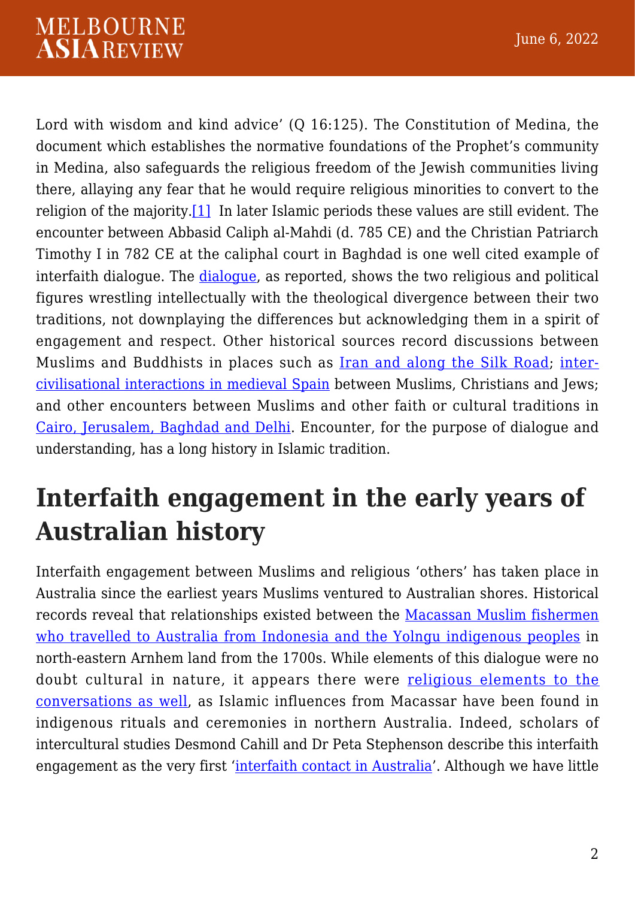Lord with wisdom and kind advice' (Q 16:125). The Constitution of Medina, the document which establishes the normative foundations of the Prophet's community in Medina, also safeguards the religious freedom of the Jewish communities living there, allaying any fear that he would require religious minorities to convert to the religion of the majority.[1] In later Islamic periods these values are still evident. The encounter between Abbasid Caliph al-Mahdi (d. 785 CE) and the Christian Patriarch Timothy I in 782 CE at the caliphal court in Baghdad is one well cited example of interfaith dialogue. The dialogue, as reported, shows the two religious and political figures wrestling intellectually with the theological divergence between their two traditions, not downplaying the differences but acknowledging them in a spirit of engagement and respect. Other historical sources record discussions between Muslims and Buddhists in places such as Iran and along the Silk Road; inter-civilisational interactions in medieval Spain between Muslims, Christians and Jews; and other encounters between Muslims and other faith or cultural traditions in Cairo, Jerusalem, Baghdad and Delhi. Encounter, for the purpose of dialogue and understanding, has a long history in Islamic tradition.

## Interfaith engagement in the early years of Australian history

Interfaith engagement between Muslims and religious 'others' has taken place in Australia since the earliest years Muslims ventured to Australian shores. Historical records reveal that relationships existed between the Macassan Muslim fishermen who travelled to Australia from Indonesia and the Yolngu indigenous peoples in north-eastern Arnhem land from the 1700s. While elements of this dialogue were no doubt cultural in nature, it appears there were religious elements to the conversations as well, as Islamic influences from Macassar have been found in indigenous rituals and ceremonies in northern Australia. Indeed, scholars of intercultural studies Desmond Cahill and Dr Peta Stephenson describe this interfaith engagement as the very first 'interfaith contact in Australia'. Although we have little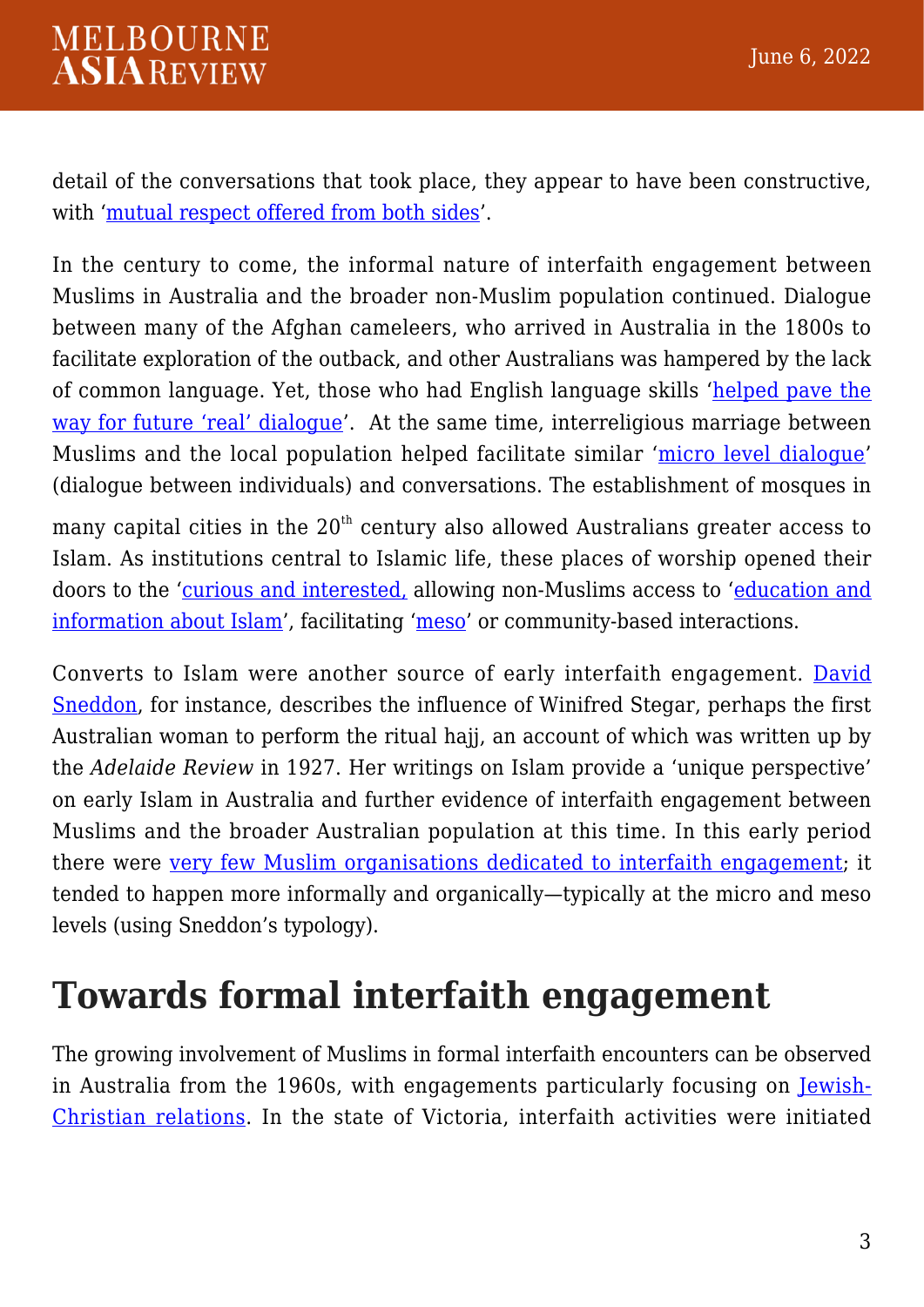detail of the conversations that took place, they appear to have been constructive, with 'mutual respect offered from both sides'.

In the century to come, the informal nature of interfaith engagement between Muslims in Australia and the broader non-Muslim population continued. Dialogue between many of the Afghan cameleers, who arrived in Australia in the 1800s to facilitate exploration of the outback, and other Australians was hampered by the lack of common language. Yet, those who had English language skills 'helped pave the way for future 'real' dialogue'. At the same time, interreligious marriage between Muslims and the local population helped facilitate similar 'micro level dialogue' (dialogue between individuals) and conversations. The establishment of mosques in many capital cities in the 20th century also allowed Australians greater access to Islam. As institutions central to Islamic life, these places of worship opened their doors to the 'curious and interested, allowing non-Muslims access to 'education and information about Islam', facilitating 'meso' or community-based interactions.

Converts to Islam were another source of early interfaith engagement. David Sneddon, for instance, describes the influence of Winifred Stegar, perhaps the first Australian woman to perform the ritual hajj, an account of which was written up by the *Adelaide Review* in 1927. Her writings on Islam provide a 'unique perspective' on early Islam in Australia and further evidence of interfaith engagement between Muslims and the broader Australian population at this time. In this early period there were very few Muslim organisations dedicated to interfaith engagement; it tended to happen more informally and organically—typically at the micro and meso levels (using Sneddon's typology).

## Towards formal interfaith engagement

The growing involvement of Muslims in formal interfaith encounters can be observed in Australia from the 1960s, with engagements particularly focusing on Jewish-Christian relations. In the state of Victoria, interfaith activities were initiated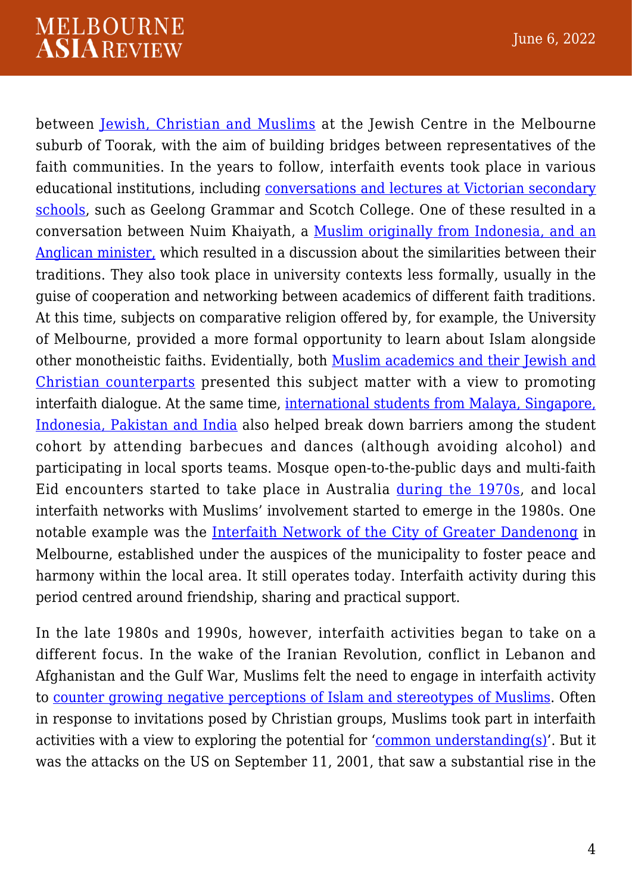between Jewish, Christian and Muslims at the Jewish Centre in the Melbourne suburb of Toorak, with the aim of building bridges between representatives of the faith communities. In the years to follow, interfaith events took place in various educational institutions, including conversations and lectures at Victorian secondary schools, such as Geelong Grammar and Scotch College. One of these resulted in a conversation between Nuim Khaiyath, a Muslim originally from Indonesia, and an Anglican minister, which resulted in a discussion about the similarities between their traditions. They also took place in university contexts less formally, usually in the guise of cooperation and networking between academics of different faith traditions. At this time, subjects on comparative religion offered by, for example, the University of Melbourne, provided a more formal opportunity to learn about Islam alongside other monotheistic faiths. Evidentially, both Muslim academics and their Jewish and Christian counterparts presented this subject matter with a view to promoting interfaith dialogue. At the same time, international students from Malaya, Singapore, Indonesia, Pakistan and India also helped break down barriers among the student cohort by attending barbecues and dances (although avoiding alcohol) and participating in local sports teams. Mosque open-to-the-public days and multi-faith Eid encounters started to take place in Australia during the 1970s, and local interfaith networks with Muslims' involvement started to emerge in the 1980s. One notable example was the Interfaith Network of the City of Greater Dandenong in Melbourne, established under the auspices of the municipality to foster peace and harmony within the local area. It still operates today. Interfaith activity during this period centred around friendship, sharing and practical support.

In the late 1980s and 1990s, however, interfaith activities began to take on a different focus. In the wake of the Iranian Revolution, conflict in Lebanon and Afghanistan and the Gulf War, Muslims felt the need to engage in interfaith activity to counter growing negative perceptions of Islam and stereotypes of Muslims. Often in response to invitations posed by Christian groups, Muslims took part in interfaith activities with a view to exploring the potential for 'common understanding(s)'. But it was the attacks on the US on September 11, 2001, that saw a substantial rise in the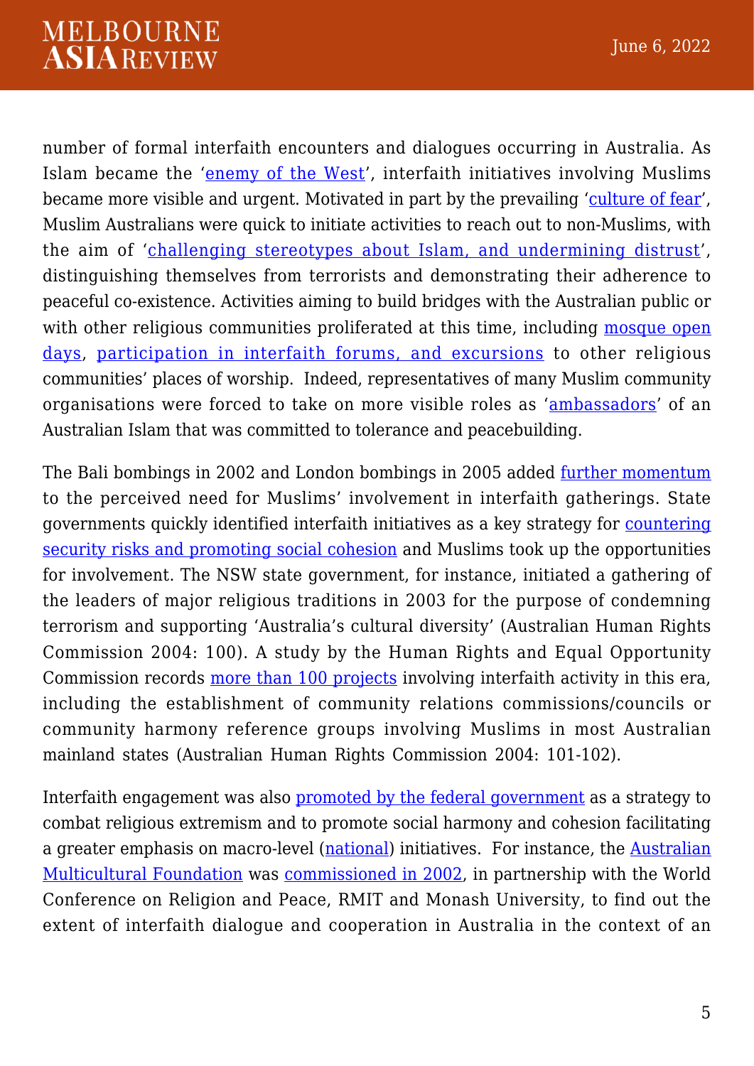number of formal interfaith encounters and dialogues occurring in Australia. As Islam became the 'enemy of the West', interfaith initiatives involving Muslims became more visible and urgent. Motivated in part by the prevailing 'culture of fear', Muslim Australians were quick to initiate activities to reach out to non-Muslims, with the aim of 'challenging stereotypes about Islam, and undermining distrust', distinguishing themselves from terrorists and demonstrating their adherence to peaceful co-existence. Activities aiming to build bridges with the Australian public or with other religious communities proliferated at this time, including mosque open days, participation in interfaith forums, and excursions to other religious communities' places of worship. Indeed, representatives of many Muslim community organisations were forced to take on more visible roles as 'ambassadors' of an Australian Islam that was committed to tolerance and peacebuilding.

The Bali bombings in 2002 and London bombings in 2005 added further momentum to the perceived need for Muslims' involvement in interfaith gatherings. State governments quickly identified interfaith initiatives as a key strategy for countering security risks and promoting social cohesion and Muslims took up the opportunities for involvement. The NSW state government, for instance, initiated a gathering of the leaders of major religious traditions in 2003 for the purpose of condemning terrorism and supporting 'Australia's cultural diversity' (Australian Human Rights Commission 2004: 100). A study by the Human Rights and Equal Opportunity Commission records more than 100 projects involving interfaith activity in this era, including the establishment of community relations commissions/councils or community harmony reference groups involving Muslims in most Australian mainland states (Australian Human Rights Commission 2004: 101-102).

Interfaith engagement was also promoted by the federal government as a strategy to combat religious extremism and to promote social harmony and cohesion facilitating a greater emphasis on macro-level (national) initiatives. For instance, the Australian Multicultural Foundation was commissioned in 2002, in partnership with the World Conference on Religion and Peace, RMIT and Monash University, to find out the extent of interfaith dialogue and cooperation in Australia in the context of an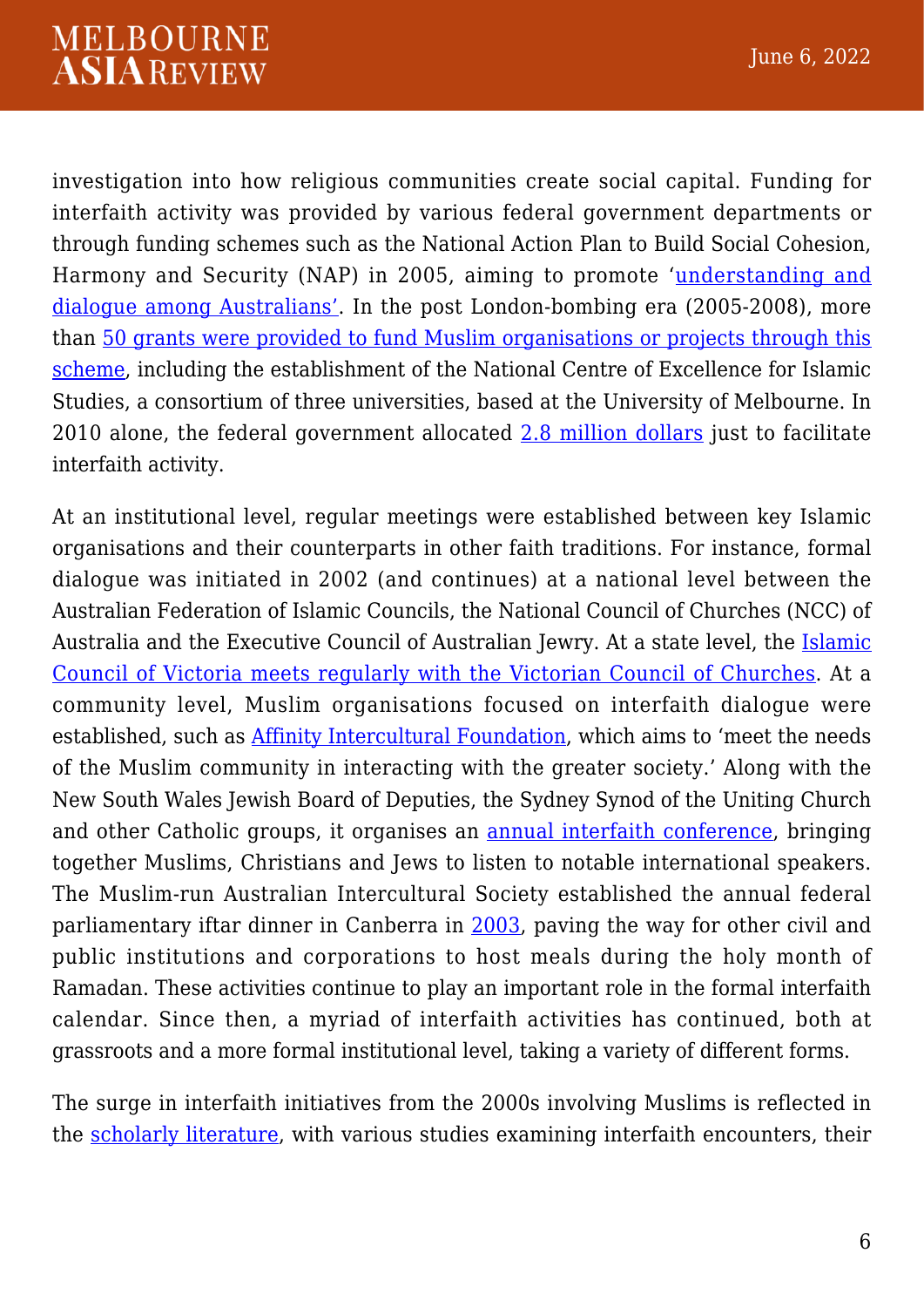investigation into how religious communities create social capital. Funding for interfaith activity was provided by various federal government departments or through funding schemes such as the National Action Plan to Build Social Cohesion, Harmony and Security (NAP) in 2005, aiming to promote 'understanding and dialogue among Australians'. In the post London-bombing era (2005-2008), more than 50 grants were provided to fund Muslim organisations or projects through this scheme, including the establishment of the National Centre of Excellence for Islamic Studies, a consortium of three universities, based at the University of Melbourne. In 2010 alone, the federal government allocated 2.8 million dollars just to facilitate interfaith activity.

At an institutional level, regular meetings were established between key Islamic organisations and their counterparts in other faith traditions. For instance, formal dialogue was initiated in 2002 (and continues) at a national level between the Australian Federation of Islamic Councils, the National Council of Churches (NCC) of Australia and the Executive Council of Australian Jewry. At a state level, the Islamic Council of Victoria meets regularly with the Victorian Council of Churches. At a community level, Muslim organisations focused on interfaith dialogue were established, such as Affinity Intercultural Foundation, which aims to 'meet the needs of the Muslim community in interacting with the greater society.' Along with the New South Wales Jewish Board of Deputies, the Sydney Synod of the Uniting Church and other Catholic groups, it organises an annual interfaith conference, bringing together Muslims, Christians and Jews to listen to notable international speakers. The Muslim-run Australian Intercultural Society established the annual federal parliamentary iftar dinner in Canberra in 2003, paving the way for other civil and public institutions and corporations to host meals during the holy month of Ramadan. These activities continue to play an important role in the formal interfaith calendar. Since then, a myriad of interfaith activities has continued, both at grassroots and a more formal institutional level, taking a variety of different forms.

The surge in interfaith initiatives from the 2000s involving Muslims is reflected in the scholarly literature, with various studies examining interfaith encounters, their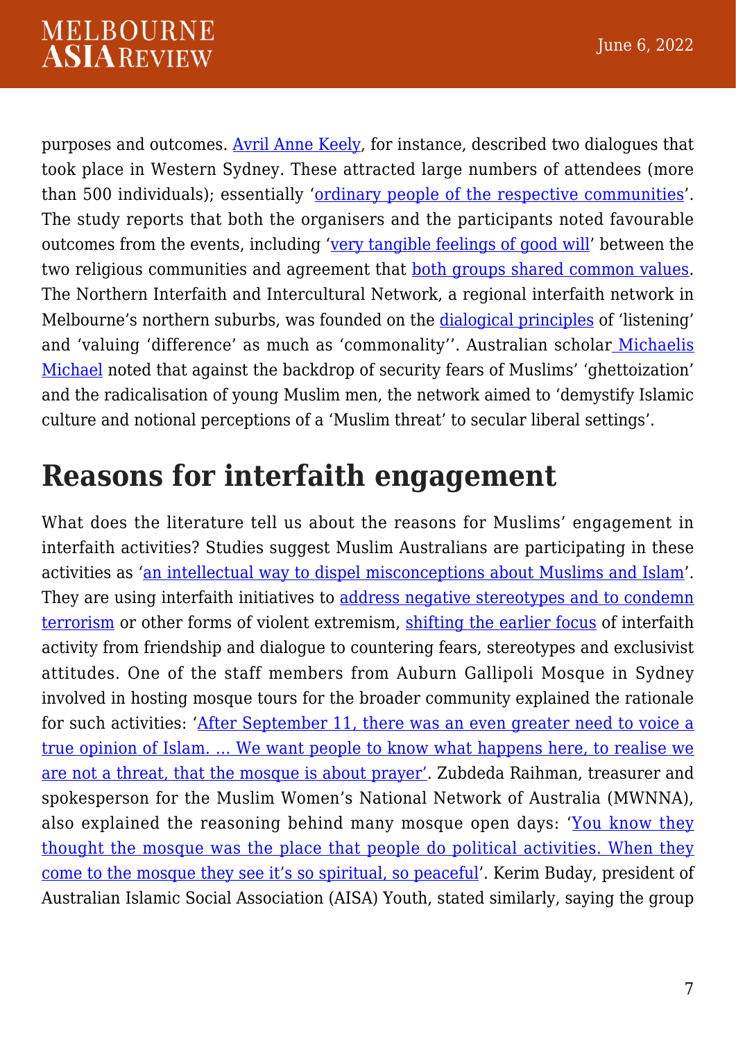purposes and outcomes. Avril Anne Keely, for instance, described two dialogues that took place in Western Sydney. These attracted large numbers of attendees (more than 500 individuals); essentially 'ordinary people of the respective communities'. The study reports that both the organisers and the participants noted favourable outcomes from the events, including 'very tangible feelings of good will' between the two religious communities and agreement that both groups shared common values. The Northern Interfaith and Intercultural Network, a regional interfaith network in Melbourne's northern suburbs, was founded on the dialogical principles of 'listening' and 'valuing 'difference' as much as 'commonality''. Australian scholar Michaelis Michael noted that against the backdrop of security fears of Muslims' 'ghettoization' and the radicalisation of young Muslim men, the network aimed to 'demystify Islamic culture and notional perceptions of a 'Muslim threat' to secular liberal settings'.

## Reasons for interfaith engagement

What does the literature tell us about the reasons for Muslims' engagement in interfaith activities? Studies suggest Muslim Australians are participating in these activities as 'an intellectual way to dispel misconceptions about Muslims and Islam'. They are using interfaith initiatives to address negative stereotypes and to condemn terrorism or other forms of violent extremism, shifting the earlier focus of interfaith activity from friendship and dialogue to countering fears, stereotypes and exclusivist attitudes. One of the staff members from Auburn Gallipoli Mosque in Sydney involved in hosting mosque tours for the broader community explained the rationale for such activities: 'After September 11, there was an even greater need to voice a true opinion of Islam. … We want people to know what happens here, to realise we are not a threat, that the mosque is about prayer'. Zubdeda Raihman, treasurer and spokesperson for the Muslim Women's National Network of Australia (MWNNA), also explained the reasoning behind many mosque open days: 'You know they thought the mosque was the place that people do political activities. When they come to the mosque they see it's so spiritual, so peaceful'. Kerim Buday, president of Australian Islamic Social Association (AISA) Youth, stated similarly, saying the group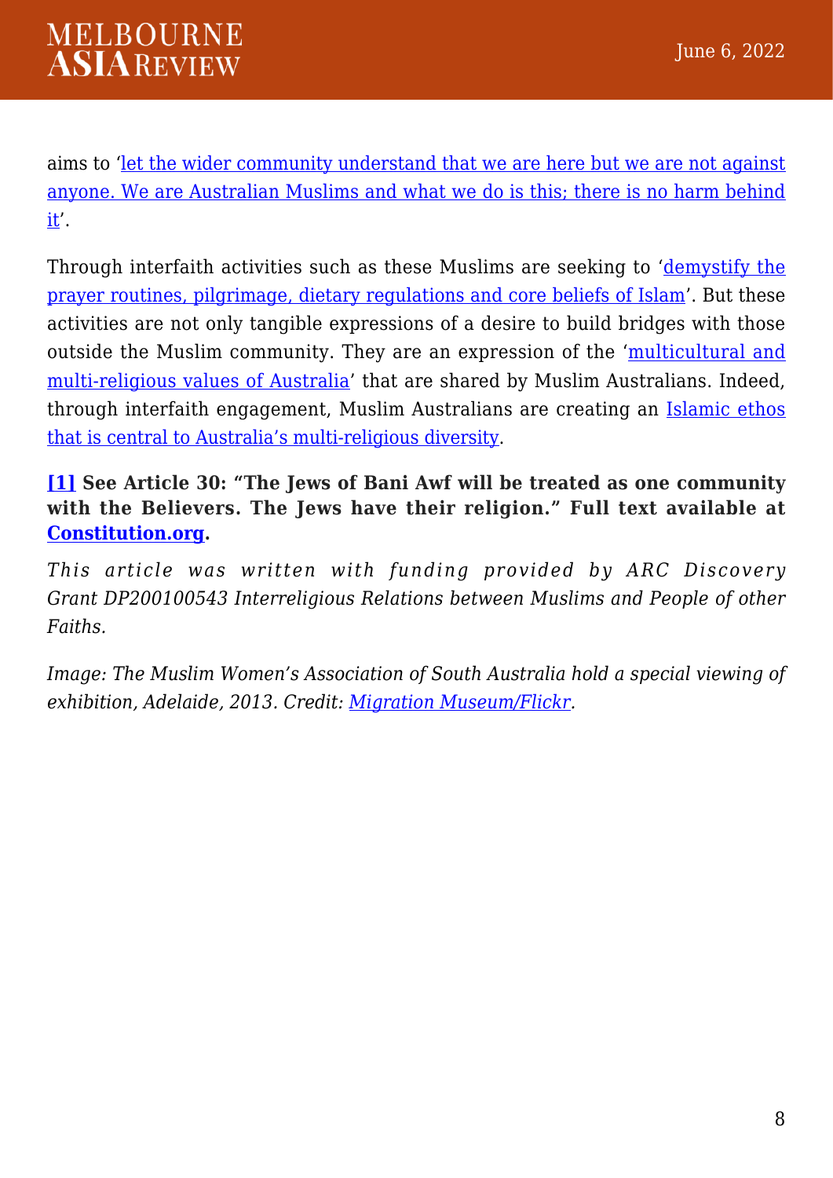aims to '[let the wider community understand that we are here but we are not against anyone. We are Australian Muslims and what we do is this; there is no harm behind it]'.

Through interfaith activities such as these Muslims are seeking to '[demystify the prayer routines, pilgrimage, dietary regulations and core beliefs of Islam]'. But these activities are not only tangible expressions of a desire to build bridges with those outside the Muslim community. They are an expression of the '[multicultural and multi-religious values of Australia]' that are shared by Muslim Australians. Indeed, through interfaith engagement, Muslim Australians are creating an [Islamic ethos that is central to Australia's multi-religious diversity].

**[1] See Article 30: "The Jews of Bani Awf will be treated as one community with the Believers. The Jews have their religion." Full text available at Constitution.org.**

*This article was written with funding provided by ARC Discovery Grant DP200100543 Interreligious Relations between Muslims and People of other Faiths.*

*Image: The Muslim Women's Association of South Australia hold a special viewing of exhibition, Adelaide, 2013. Credit: Migration Museum/Flickr.*